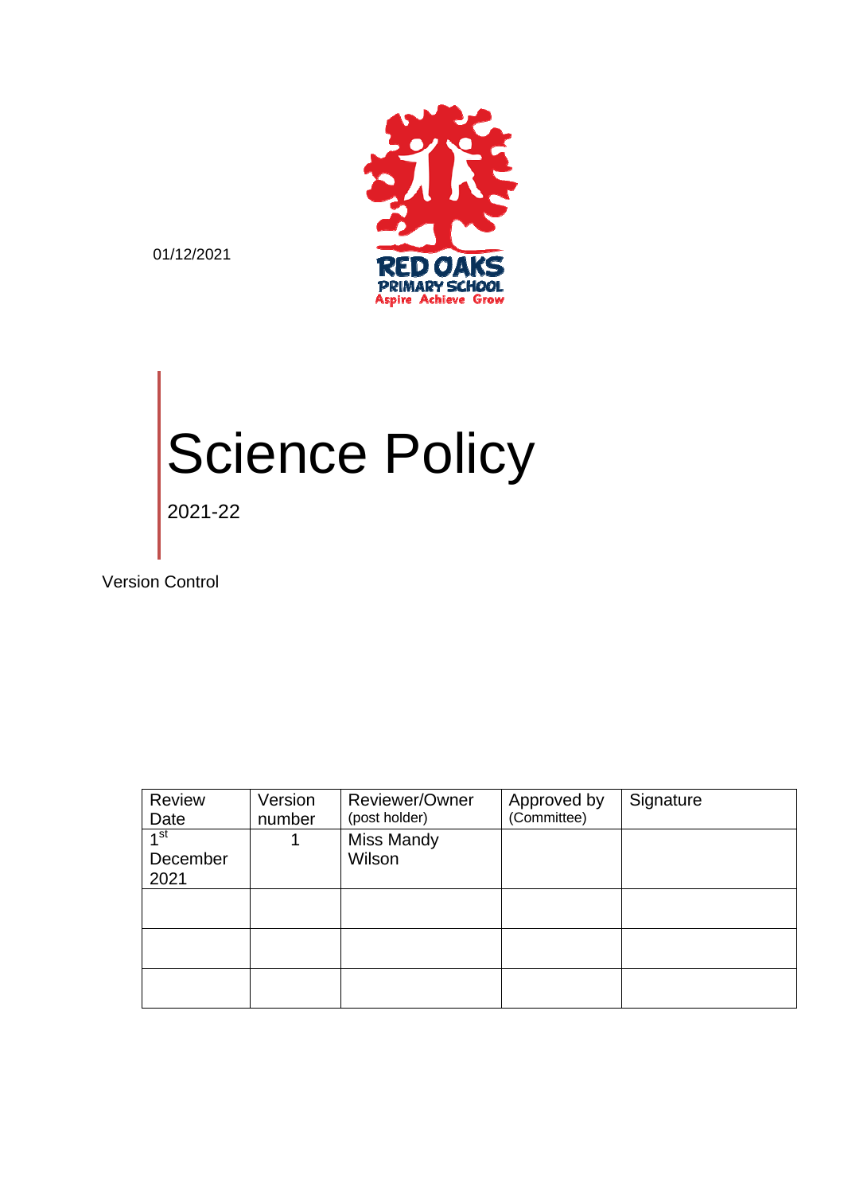01/12/2021

RED OAKS
PRIMARY SCHOOL
Aspire Achieve Grow

# Science Policy

2021-22

Version Control

| Review Date | Version number | Reviewer/Owner (post holder) | Approved by (Committee) | Signature |
|---|---|---|---|---|
| 1st December 2021 | 1 | Miss Mandy Wilson | | |
| | | | | |
| | | | | |
| | | | | |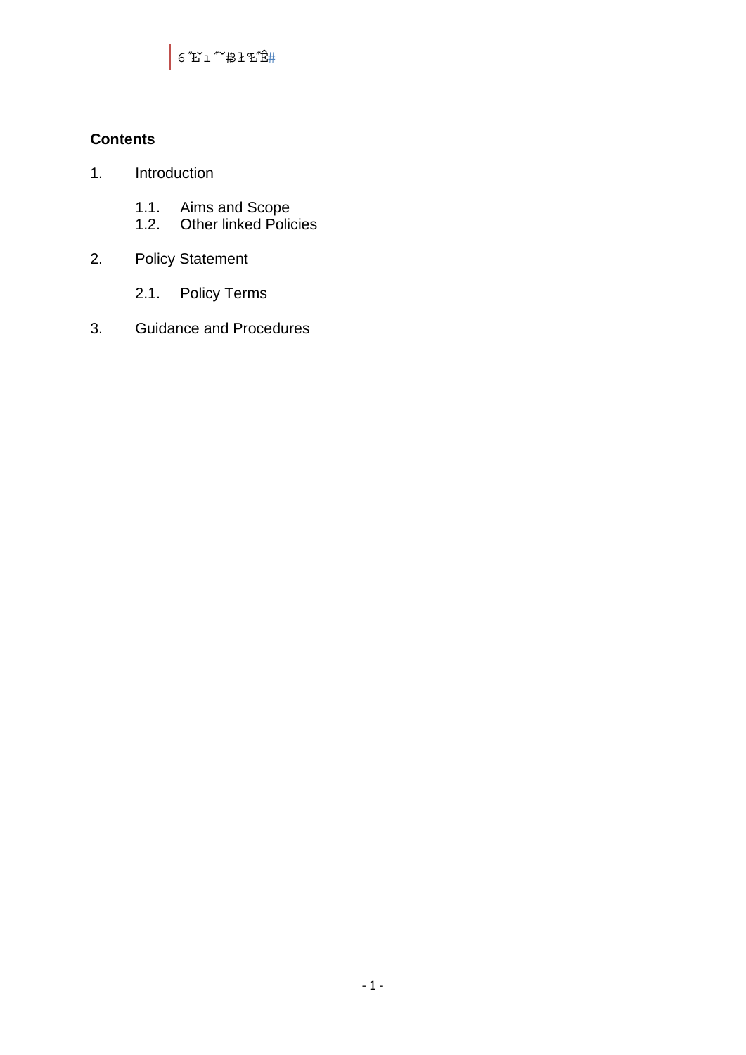6˝Ľ˘ı˝˘฿ŀ℃˝Ê#

**Contents**

1. Introduction
   - 1.1. Aims and Scope
   - 1.2. Other linked Policies
2. Policy Statement
   - 2.1. Policy Terms
3. Guidance and Procedures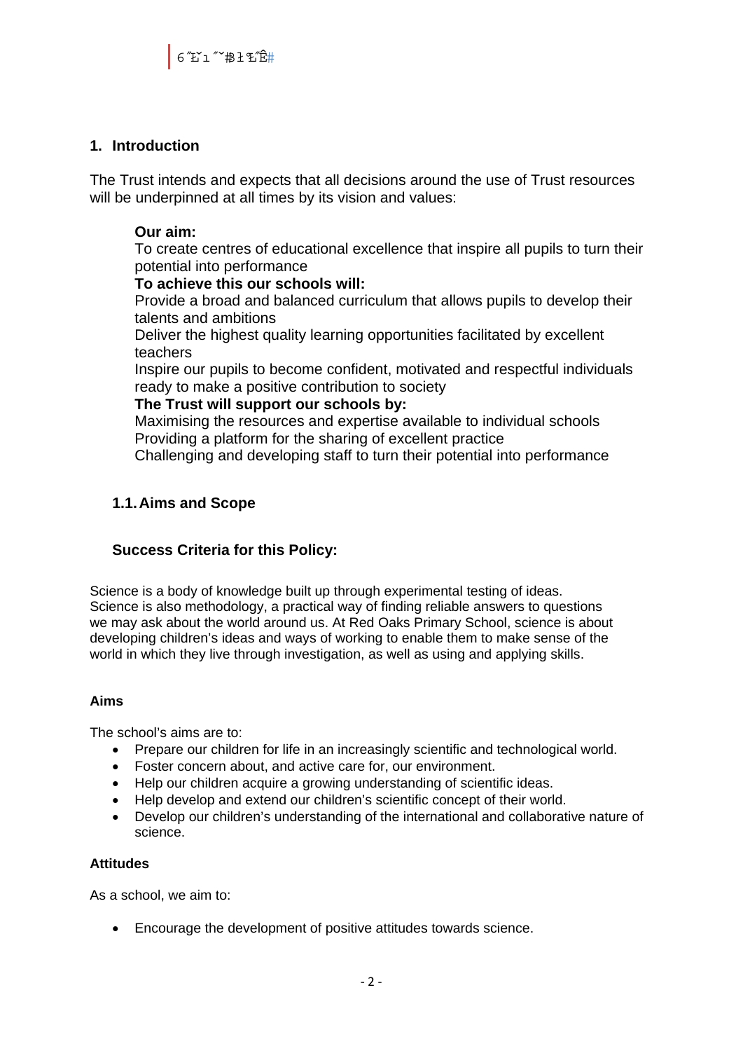## 1. Introduction

The Trust intends and expects that all decisions around the use of Trust resources will be underpinned at all times by its vision and values:

**Our aim:**
To create centres of educational excellence that inspire all pupils to turn their potential into performance
**To achieve this our schools will:**
Provide a broad and balanced curriculum that allows pupils to develop their talents and ambitions
Deliver the highest quality learning opportunities facilitated by excellent teachers
Inspire our pupils to become confident, motivated and respectful individuals ready to make a positive contribution to society
**The Trust will support our schools by:**
Maximising the resources and expertise available to individual schools
Providing a platform for the sharing of excellent practice
Challenging and developing staff to turn their potential into performance

### 1.1. Aims and Scope

### Success Criteria for this Policy:

Science is a body of knowledge built up through experimental testing of ideas. Science is also methodology, a practical way of finding reliable answers to questions we may ask about the world around us. At Red Oaks Primary School, science is about developing children's ideas and ways of working to enable them to make sense of the world in which they live through investigation, as well as using and applying skills.

**Aims**

The school's aims are to:

- Prepare our children for life in an increasingly scientific and technological world.
- Foster concern about, and active care for, our environment.
- Help our children acquire a growing understanding of scientific ideas.
- Help develop and extend our children's scientific concept of their world.
- Develop our children's understanding of the international and collaborative nature of science.

**Attitudes**

As a school, we aim to:

- Encourage the development of positive attitudes towards science.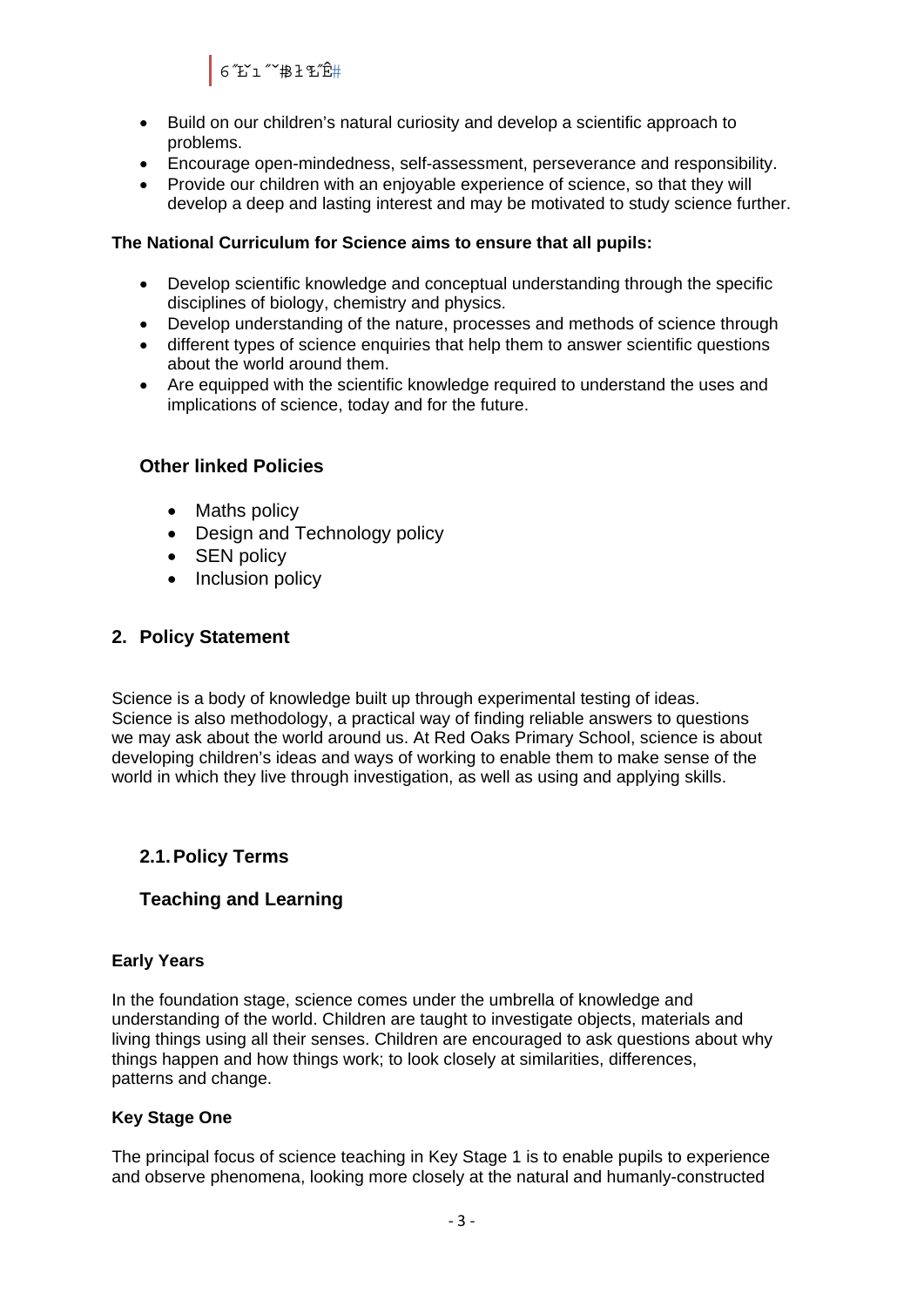- Build on our children's natural curiosity and develop a scientific approach to problems.
- Encourage open-mindedness, self-assessment, perseverance and responsibility.
- Provide our children with an enjoyable experience of science, so that they will develop a deep and lasting interest and may be motivated to study science further.

**The National Curriculum for Science aims to ensure that all pupils:**

- Develop scientific knowledge and conceptual understanding through the specific disciplines of biology, chemistry and physics.
- Develop understanding of the nature, processes and methods of science through
- different types of science enquiries that help them to answer scientific questions about the world around them.
- Are equipped with the scientific knowledge required to understand the uses and implications of science, today and for the future.

### Other linked Policies

- Maths policy
- Design and Technology policy
- SEN policy
- Inclusion policy

## 2. Policy Statement

Science is a body of knowledge built up through experimental testing of ideas. Science is also methodology, a practical way of finding reliable answers to questions we may ask about the world around us. At Red Oaks Primary School, science is about developing children's ideas and ways of working to enable them to make sense of the world in which they live through investigation, as well as using and applying skills.

### 2.1. Policy Terms

### Teaching and Learning

**Early Years**

In the foundation stage, science comes under the umbrella of knowledge and understanding of the world. Children are taught to investigate objects, materials and living things using all their senses. Children are encouraged to ask questions about why things happen and how things work; to look closely at similarities, differences, patterns and change.

**Key Stage One**

The principal focus of science teaching in Key Stage 1 is to enable pupils to experience and observe phenomena, looking more closely at the natural and humanly-constructed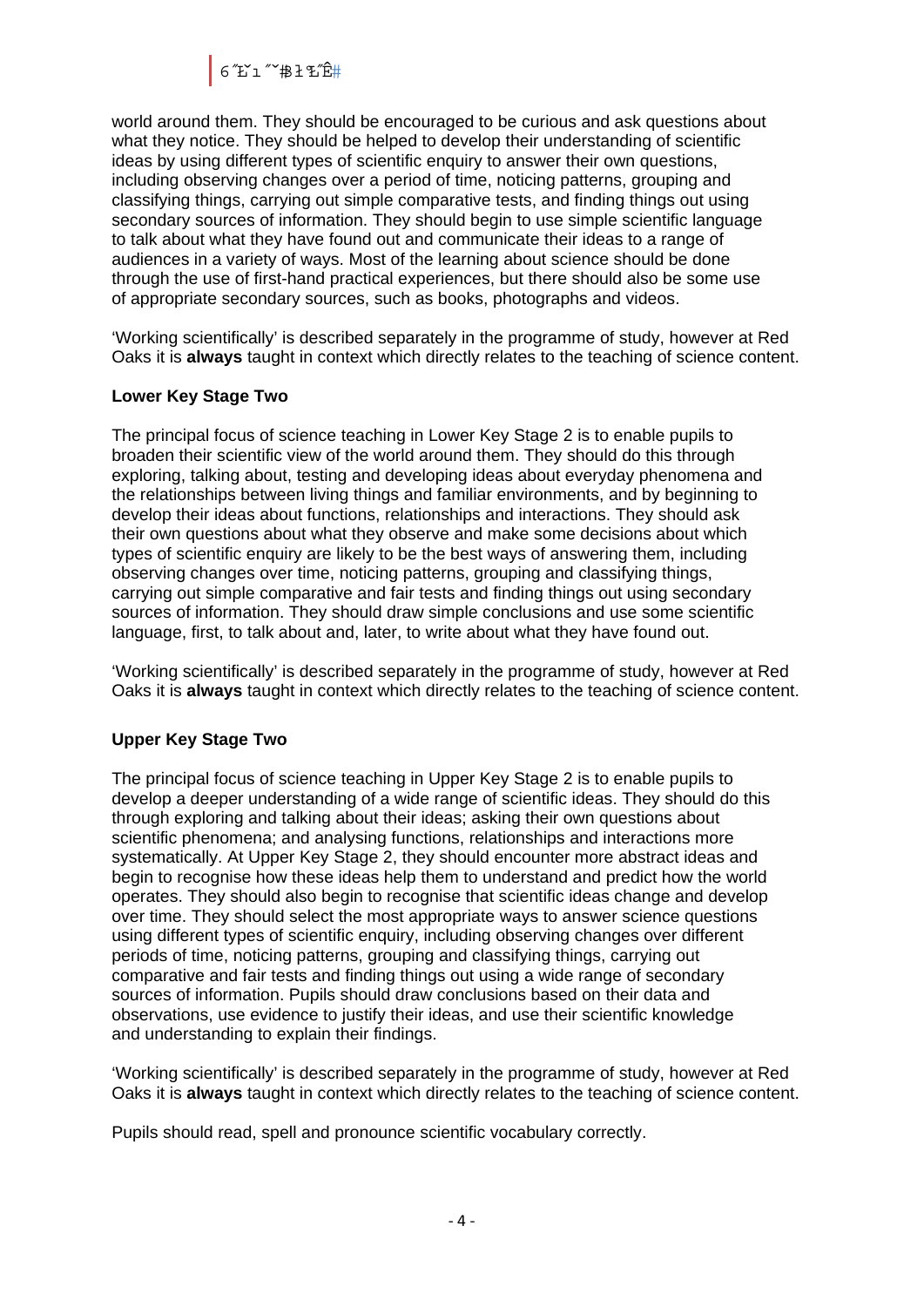world around them. They should be encouraged to be curious and ask questions about what they notice. They should be helped to develop their understanding of scientific ideas by using different types of scientific enquiry to answer their own questions, including observing changes over a period of time, noticing patterns, grouping and classifying things, carrying out simple comparative tests, and finding things out using secondary sources of information. They should begin to use simple scientific language to talk about what they have found out and communicate their ideas to a range of audiences in a variety of ways. Most of the learning about science should be done through the use of first-hand practical experiences, but there should also be some use of appropriate secondary sources, such as books, photographs and videos.

'Working scientifically' is described separately in the programme of study, however at Red Oaks it is **always** taught in context which directly relates to the teaching of science content.

**Lower Key Stage Two**

The principal focus of science teaching in Lower Key Stage 2 is to enable pupils to broaden their scientific view of the world around them. They should do this through exploring, talking about, testing and developing ideas about everyday phenomena and the relationships between living things and familiar environments, and by beginning to develop their ideas about functions, relationships and interactions. They should ask their own questions about what they observe and make some decisions about which types of scientific enquiry are likely to be the best ways of answering them, including observing changes over time, noticing patterns, grouping and classifying things, carrying out simple comparative and fair tests and finding things out using secondary sources of information. They should draw simple conclusions and use some scientific language, first, to talk about and, later, to write about what they have found out.

'Working scientifically' is described separately in the programme of study, however at Red Oaks it is **always** taught in context which directly relates to the teaching of science content.

**Upper Key Stage Two**

The principal focus of science teaching in Upper Key Stage 2 is to enable pupils to develop a deeper understanding of a wide range of scientific ideas. They should do this through exploring and talking about their ideas; asking their own questions about scientific phenomena; and analysing functions, relationships and interactions more systematically. At Upper Key Stage 2, they should encounter more abstract ideas and begin to recognise how these ideas help them to understand and predict how the world operates. They should also begin to recognise that scientific ideas change and develop over time. They should select the most appropriate ways to answer science questions using different types of scientific enquiry, including observing changes over different periods of time, noticing patterns, grouping and classifying things, carrying out comparative and fair tests and finding things out using a wide range of secondary sources of information. Pupils should draw conclusions based on their data and observations, use evidence to justify their ideas, and use their scientific knowledge and understanding to explain their findings.

'Working scientifically' is described separately in the programme of study, however at Red Oaks it is **always** taught in context which directly relates to the teaching of science content.

Pupils should read, spell and pronounce scientific vocabulary correctly.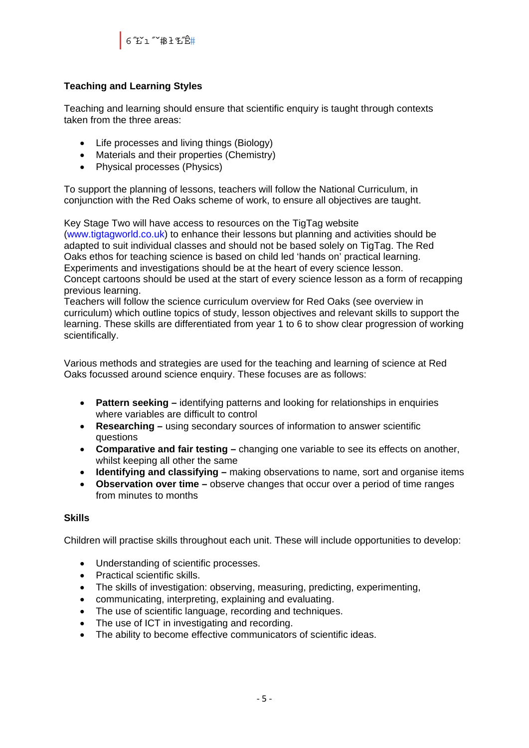**Teaching and Learning Styles**

Teaching and learning should ensure that scientific enquiry is taught through contexts taken from the three areas:

- Life processes and living things (Biology)
- Materials and their properties (Chemistry)
- Physical processes (Physics)

To support the planning of lessons, teachers will follow the National Curriculum, in conjunction with the Red Oaks scheme of work, to ensure all objectives are taught.

Key Stage Two will have access to resources on the TigTag website (www.tigtagworld.co.uk) to enhance their lessons but planning and activities should be adapted to suit individual classes and should not be based solely on TigTag. The Red Oaks ethos for teaching science is based on child led 'hands on' practical learning. Experiments and investigations should be at the heart of every science lesson.
Concept cartoons should be used at the start of every science lesson as a form of recapping previous learning.
Teachers will follow the science curriculum overview for Red Oaks (see overview in curriculum) which outline topics of study, lesson objectives and relevant skills to support the learning. These skills are differentiated from year 1 to 6 to show clear progression of working scientifically.

Various methods and strategies are used for the teaching and learning of science at Red Oaks focussed around science enquiry. These focuses are as follows:

- **Pattern seeking –** identifying patterns and looking for relationships in enquiries where variables are difficult to control
- **Researching –** using secondary sources of information to answer scientific questions
- **Comparative and fair testing –** changing one variable to see its effects on another, whilst keeping all other the same
- **Identifying and classifying –** making observations to name, sort and organise items
- **Observation over time –** observe changes that occur over a period of time ranges from minutes to months

**Skills**

Children will practise skills throughout each unit. These will include opportunities to develop:

- Understanding of scientific processes.
- Practical scientific skills.
- The skills of investigation: observing, measuring, predicting, experimenting,
- communicating, interpreting, explaining and evaluating.
- The use of scientific language, recording and techniques.
- The use of ICT in investigating and recording.
- The ability to become effective communicators of scientific ideas.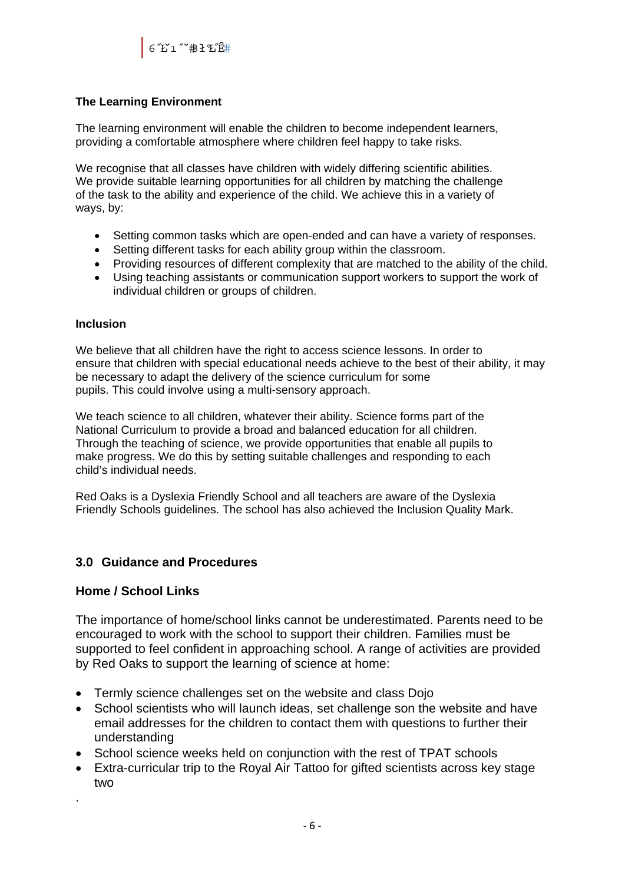**The Learning Environment**

The learning environment will enable the children to become independent learners, providing a comfortable atmosphere where children feel happy to take risks.

We recognise that all classes have children with widely differing scientific abilities. We provide suitable learning opportunities for all children by matching the challenge of the task to the ability and experience of the child. We achieve this in a variety of ways, by:

- Setting common tasks which are open-ended and can have a variety of responses.
- Setting different tasks for each ability group within the classroom.
- Providing resources of different complexity that are matched to the ability of the child.
- Using teaching assistants or communication support workers to support the work of individual children or groups of children.

**Inclusion**

We believe that all children have the right to access science lessons. In order to ensure that children with special educational needs achieve to the best of their ability, it may be necessary to adapt the delivery of the science curriculum for some pupils. This could involve using a multi-sensory approach.

We teach science to all children, whatever their ability. Science forms part of the National Curriculum to provide a broad and balanced education for all children. Through the teaching of science, we provide opportunities that enable all pupils to make progress. We do this by setting suitable challenges and responding to each child's individual needs.

Red Oaks is a Dyslexia Friendly School and all teachers are aware of the Dyslexia Friendly Schools guidelines. The school has also achieved the Inclusion Quality Mark.

## 3.0 Guidance and Procedures

### Home / School Links

The importance of home/school links cannot be underestimated. Parents need to be encouraged to work with the school to support their children. Families must be supported to feel confident in approaching school. A range of activities are provided by Red Oaks to support the learning of science at home:

- Termly science challenges set on the website and class Dojo
- School scientists who will launch ideas, set challenge son the website and have email addresses for the children to contact them with questions to further their understanding
- School science weeks held on conjunction with the rest of TPAT schools
- Extra-curricular trip to the Royal Air Tattoo for gifted scientists across key stage two

.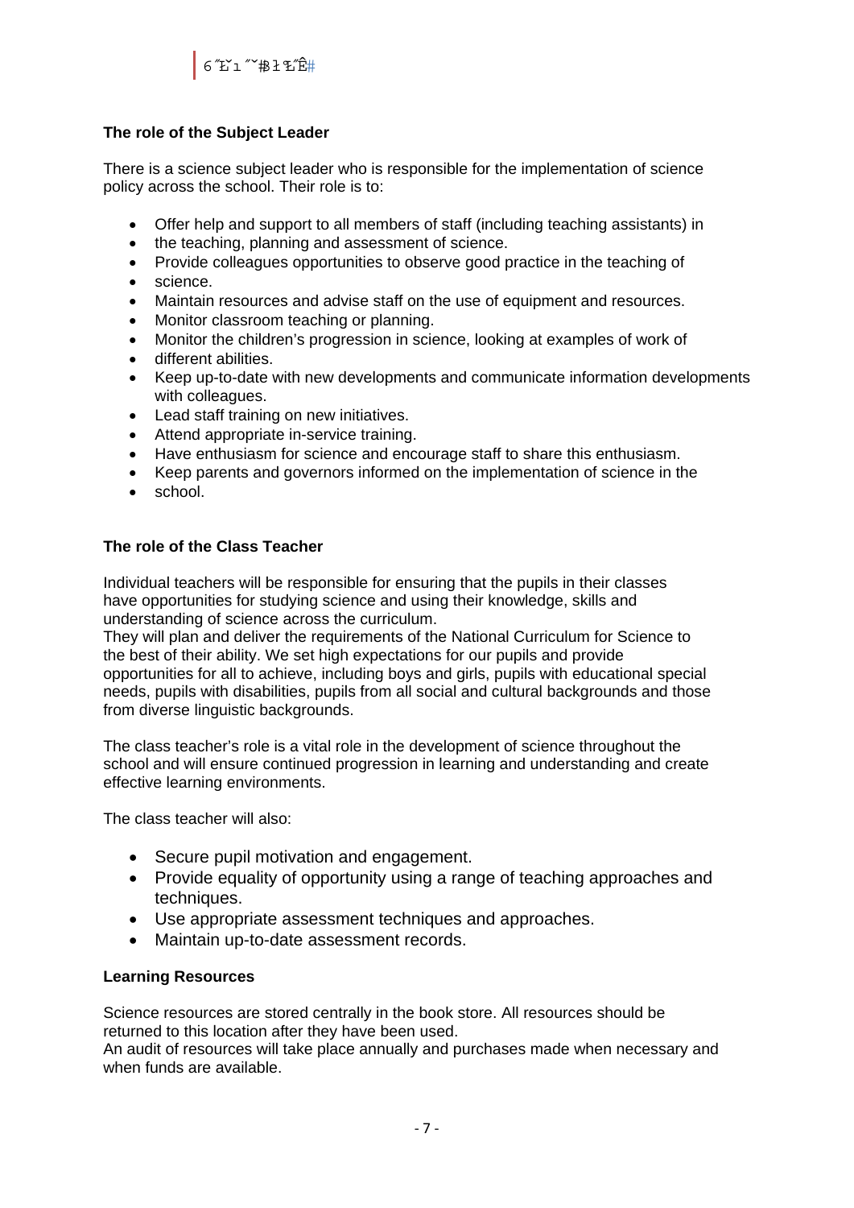### The role of the Subject Leader

There is a science subject leader who is responsible for the implementation of science policy across the school. Their role is to:

- Offer help and support to all members of staff (including teaching assistants) in
- the teaching, planning and assessment of science.
- Provide colleagues opportunities to observe good practice in the teaching of
- science.
- Maintain resources and advise staff on the use of equipment and resources.
- Monitor classroom teaching or planning.
- Monitor the children's progression in science, looking at examples of work of
- different abilities.
- Keep up-to-date with new developments and communicate information developments with colleagues.
- Lead staff training on new initiatives.
- Attend appropriate in-service training.
- Have enthusiasm for science and encourage staff to share this enthusiasm.
- Keep parents and governors informed on the implementation of science in the
- school.

### The role of the Class Teacher

Individual teachers will be responsible for ensuring that the pupils in their classes have opportunities for studying science and using their knowledge, skills and understanding of science across the curriculum.
They will plan and deliver the requirements of the National Curriculum for Science to the best of their ability. We set high expectations for our pupils and provide opportunities for all to achieve, including boys and girls, pupils with educational special needs, pupils with disabilities, pupils from all social and cultural backgrounds and those from diverse linguistic backgrounds.

The class teacher's role is a vital role in the development of science throughout the school and will ensure continued progression in learning and understanding and create effective learning environments.

The class teacher will also:

- Secure pupil motivation and engagement.
- Provide equality of opportunity using a range of teaching approaches and techniques.
- Use appropriate assessment techniques and approaches.
- Maintain up-to-date assessment records.

### Learning Resources

Science resources are stored centrally in the book store. All resources should be returned to this location after they have been used.
An audit of resources will take place annually and purchases made when necessary and when funds are available.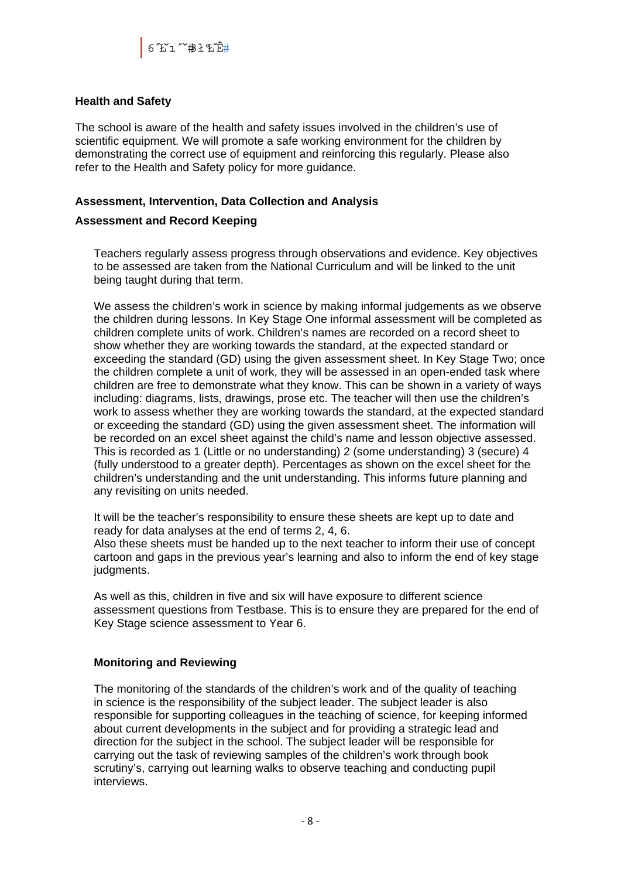### Health and Safety

The school is aware of the health and safety issues involved in the children's use of scientific equipment. We will promote a safe working environment for the children by demonstrating the correct use of equipment and reinforcing this regularly. Please also refer to the Health and Safety policy for more guidance.

### Assessment, Intervention, Data Collection and Analysis

### Assessment and Record Keeping

Teachers regularly assess progress through observations and evidence. Key objectives to be assessed are taken from the National Curriculum and will be linked to the unit being taught during that term.

We assess the children's work in science by making informal judgements as we observe the children during lessons. In Key Stage One informal assessment will be completed as children complete units of work. Children's names are recorded on a record sheet to show whether they are working towards the standard, at the expected standard or exceeding the standard (GD) using the given assessment sheet. In Key Stage Two; once the children complete a unit of work, they will be assessed in an open-ended task where children are free to demonstrate what they know. This can be shown in a variety of ways including: diagrams, lists, drawings, prose etc. The teacher will then use the children's work to assess whether they are working towards the standard, at the expected standard or exceeding the standard (GD) using the given assessment sheet. The information will be recorded on an excel sheet against the child's name and lesson objective assessed. This is recorded as 1 (Little or no understanding) 2 (some understanding) 3 (secure) 4 (fully understood to a greater depth). Percentages as shown on the excel sheet for the children's understanding and the unit understanding. This informs future planning and any revisiting on units needed.

It will be the teacher's responsibility to ensure these sheets are kept up to date and ready for data analyses at the end of terms 2, 4, 6.
Also these sheets must be handed up to the next teacher to inform their use of concept cartoon and gaps in the previous year's learning and also to inform the end of key stage judgments.

As well as this, children in five and six will have exposure to different science assessment questions from Testbase. This is to ensure they are prepared for the end of Key Stage science assessment to Year 6.

### Monitoring and Reviewing

The monitoring of the standards of the children's work and of the quality of teaching in science is the responsibility of the subject leader. The subject leader is also responsible for supporting colleagues in the teaching of science, for keeping informed about current developments in the subject and for providing a strategic lead and direction for the subject in the school. The subject leader will be responsible for carrying out the task of reviewing samples of the children's work through book scrutiny's, carrying out learning walks to observe teaching and conducting pupil interviews.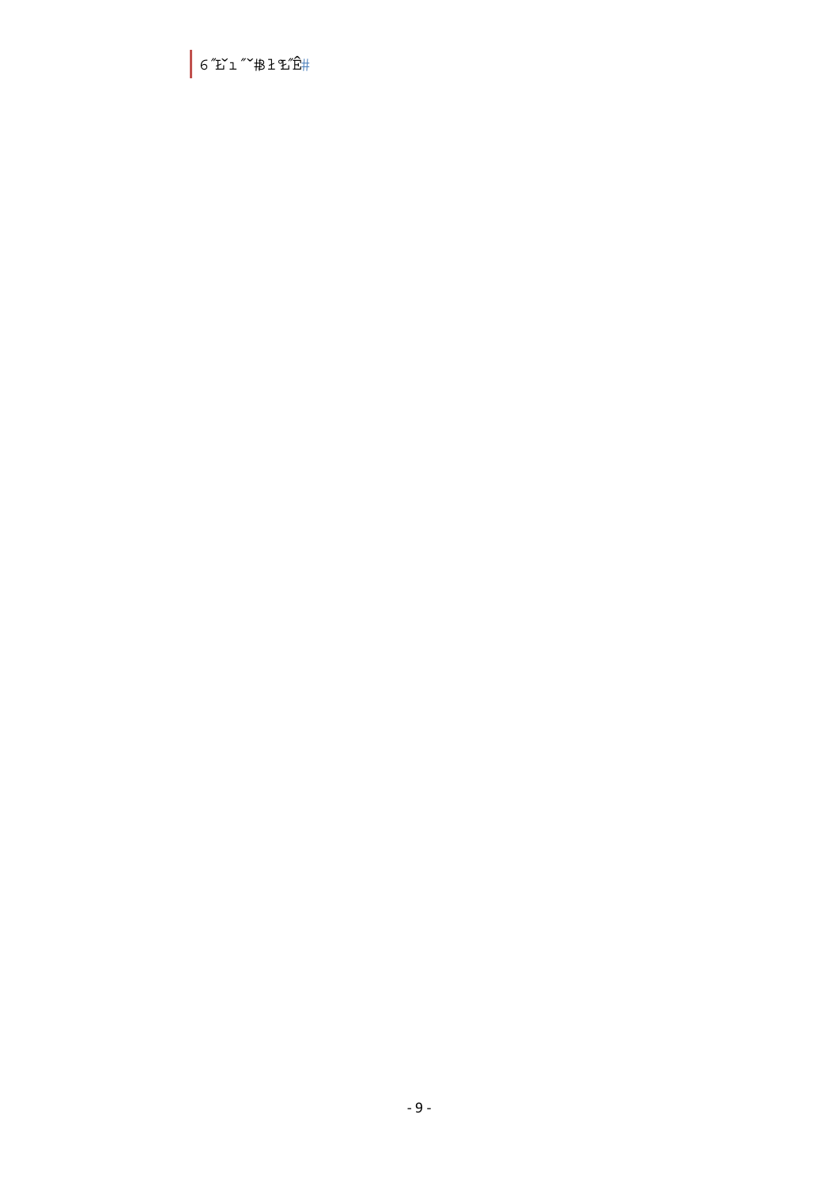6˝Ľ˘ı ˝ˇ฿łŧĽ˝Ê#